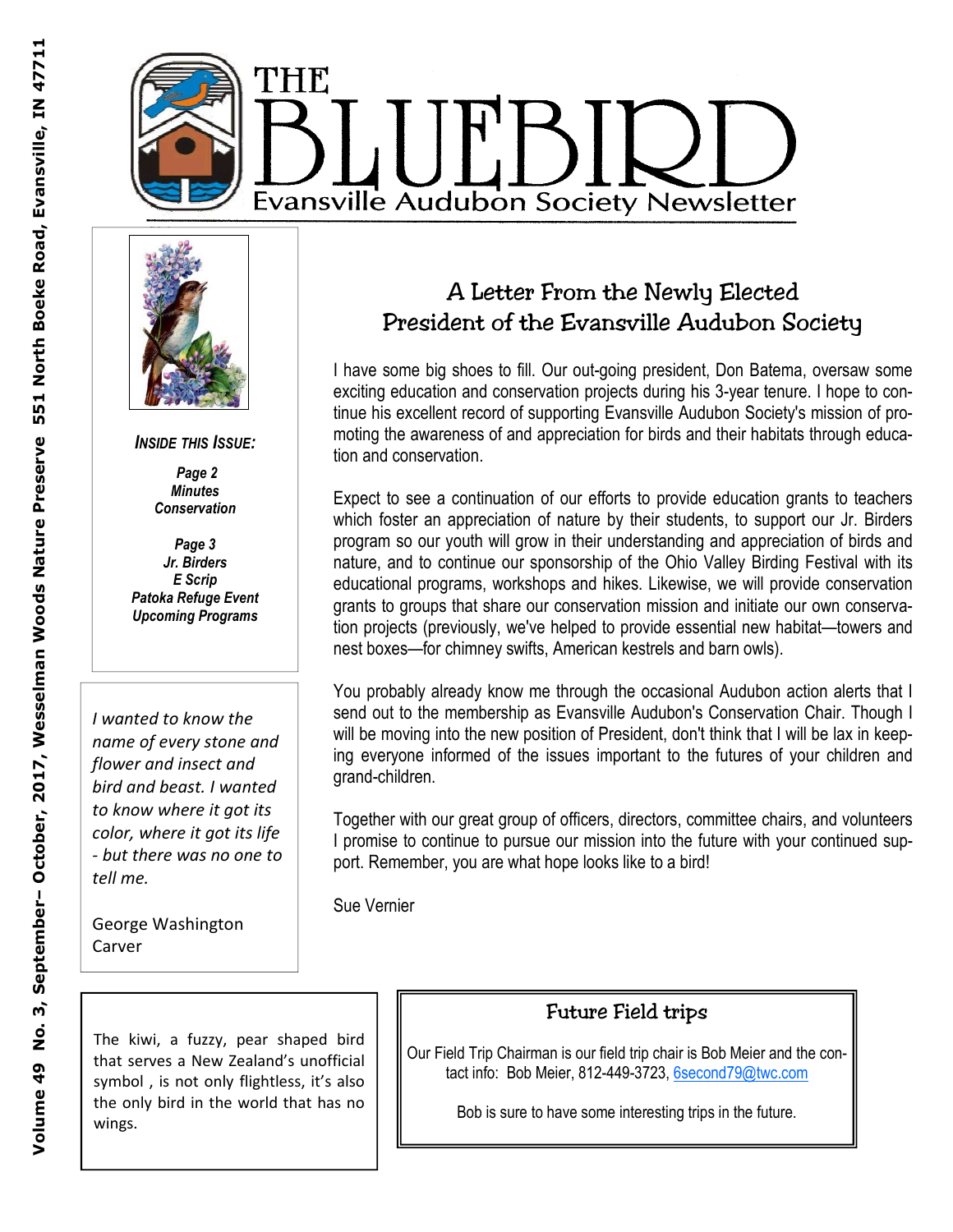# THE BLUEBIRD

Evansville Audubon Society Newsletter

Volume 49 No. 3, September– October, 2017, Wesselman Woods Nature Preserve 551 North Boeke Road, Evansville, IN 47711

***INSIDE THIS ISSUE:***

***Page 2***
***Minutes***
***Conservation***

***Page 3***
***Jr. Birders***
***E Scrip***
***Patoka Refuge Event***
***Upcoming Programs***

*I wanted to know the name of every stone and flower and insect and bird and beast. I wanted to know where it got its color, where it got its life - but there was no one to tell me.*

George Washington Carver

## A Letter From the Newly Elected President of the Evansville Audubon Society

I have some big shoes to fill. Our out-going president, Don Batema, oversaw some exciting education and conservation projects during his 3-year tenure. I hope to continue his excellent record of supporting Evansville Audubon Society's mission of promoting the awareness of and appreciation for birds and their habitats through education and conservation.

Expect to see a continuation of our efforts to provide education grants to teachers which foster an appreciation of nature by their students, to support our Jr. Birders program so our youth will grow in their understanding and appreciation of birds and nature, and to continue our sponsorship of the Ohio Valley Birding Festival with its educational programs, workshops and hikes. Likewise, we will provide conservation grants to groups that share our conservation mission and initiate our own conservation projects (previously, we've helped to provide essential new habitat—towers and nest boxes—for chimney swifts, American kestrels and barn owls).

You probably already know me through the occasional Audubon action alerts that I send out to the membership as Evansville Audubon's Conservation Chair. Though I will be moving into the new position of President, don't think that I will be lax in keeping everyone informed of the issues important to the futures of your children and grand-children.

Together with our great group of officers, directors, committee chairs, and volunteers I promise to continue to pursue our mission into the future with your continued support. Remember, you are what hope looks like to a bird!

Sue Vernier

The kiwi, a fuzzy, pear shaped bird that serves a New Zealand's unofficial symbol , is not only flightless, it's also the only bird in the world that has no wings.

## Future Field trips

Our Field Trip Chairman is our field trip chair is Bob Meier and the contact info: Bob Meier, 812-449-3723, 6second79@twc.com

Bob is sure to have some interesting trips in the future.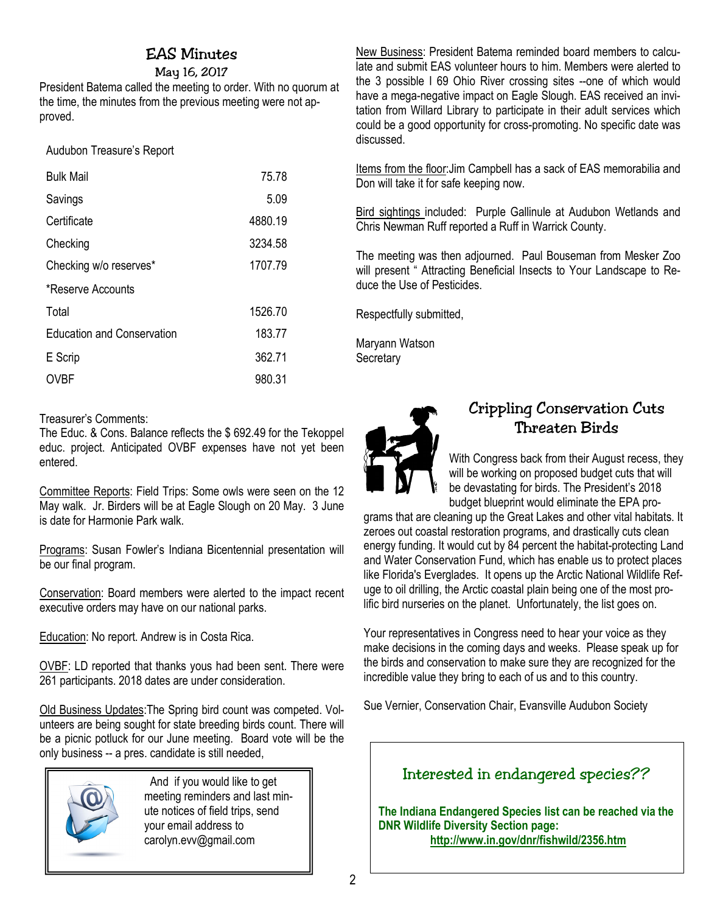## EAS Minutes

### May 16, 2017

President Batema called the meeting to order. With no quorum at the time, the minutes from the previous meeting were not approved.

| Audubon Treasure's Report | |
|---|---|
| Bulk Mail | 75.78 |
| Savings | 5.09 |
| Certificate | 4880.19 |
| Checking | 3234.58 |
| Checking w/o reserves* | 1707.79 |
| *Reserve Accounts | |
| Total | 1526.70 |
| Education and Conservation | 183.77 |
| E Scrip | 362.71 |
| OVBF | 980.31 |

Treasurer's Comments:
The Educ. & Cons. Balance reflects the $ 692.49 for the Tekoppel educ. project. Anticipated OVBF expenses have not yet been entered.

Committee Reports: Field Trips: Some owls were seen on the 12 May walk. Jr. Birders will be at Eagle Slough on 20 May. 3 June is date for Harmonie Park walk.

Programs: Susan Fowler's Indiana Bicentennial presentation will be our final program.

Conservation: Board members were alerted to the impact recent executive orders may have on our national parks.

Education: No report. Andrew is in Costa Rica.

OVBF: LD reported that thanks yous had been sent. There were 261 participants. 2018 dates are under consideration.

Old Business Updates:The Spring bird count was competed. Volunteers are being sought for state breeding birds count. There will be a picnic potluck for our June meeting. Board vote will be the only business -- a pres. candidate is still needed,

New Business: President Batema reminded board members to calculate and submit EAS volunteer hours to him. Members were alerted to the 3 possible I 69 Ohio River crossing sites --one of which would have a mega-negative impact on Eagle Slough. EAS received an invitation from Willard Library to participate in their adult services which could be a good opportunity for cross-promoting. No specific date was discussed.

Items from the floor:Jim Campbell has a sack of EAS memorabilia and Don will take it for safe keeping now.

Bird sightings included: Purple Gallinule at Audubon Wetlands and Chris Newman Ruff reported a Ruff in Warrick County.

The meeting was then adjourned. Paul Bouseman from Mesker Zoo will present " Attracting Beneficial Insects to Your Landscape to Reduce the Use of Pesticides.

Respectfully submitted,

Maryann Watson
Secretary

And if you would like to get meeting reminders and last minute notices of field trips, send your email address to carolyn.evv@gmail.com

## Crippling Conservation Cuts Threaten Birds

With Congress back from their August recess, they will be working on proposed budget cuts that will be devastating for birds. The President's 2018 budget blueprint would eliminate the EPA programs that are cleaning up the Great Lakes and other vital habitats. It zeroes out coastal restoration programs, and drastically cuts clean energy funding. It would cut by 84 percent the habitat-protecting Land and Water Conservation Fund, which has enable us to protect places like Florida's Everglades. It opens up the Arctic National Wildlife Refuge to oil drilling, the Arctic coastal plain being one of the most prolific bird nurseries on the planet. Unfortunately, the list goes on.

Your representatives in Congress need to hear your voice as they make decisions in the coming days and weeks. Please speak up for the birds and conservation to make sure they are recognized for the incredible value they bring to each of us and to this country.

Sue Vernier, Conservation Chair, Evansville Audubon Society

## Interested in endangered species??

**The Indiana Endangered Species list can be reached via the DNR Wildlife Diversity Section page:**
**http://www.in.gov/dnr/fishwild/2356.htm**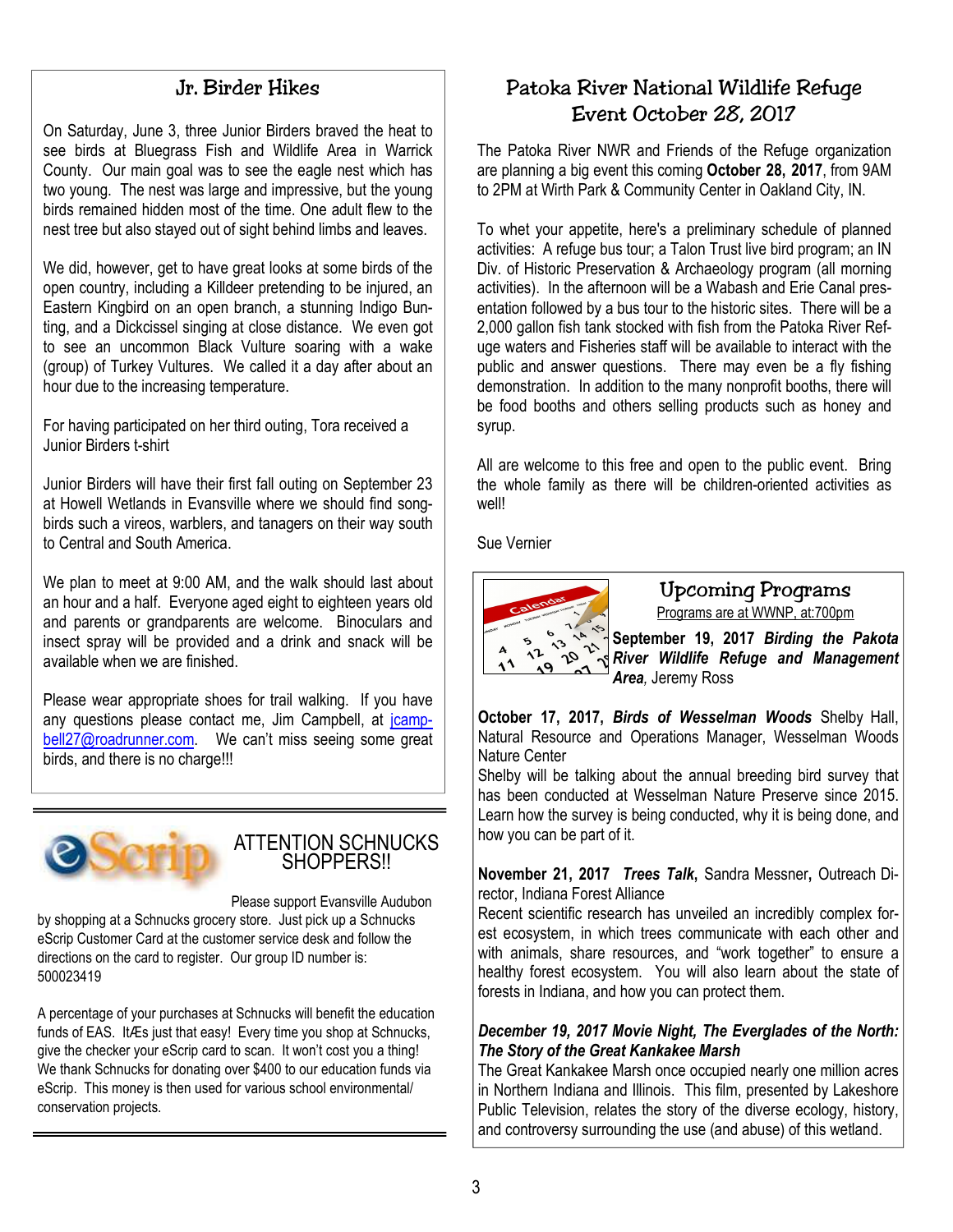## Jr. Birder Hikes

On Saturday, June 3, three Junior Birders braved the heat to see birds at Bluegrass Fish and Wildlife Area in Warrick County. Our main goal was to see the eagle nest which has two young. The nest was large and impressive, but the young birds remained hidden most of the time. One adult flew to the nest tree but also stayed out of sight behind limbs and leaves.

We did, however, get to have great looks at some birds of the open country, including a Killdeer pretending to be injured, an Eastern Kingbird on an open branch, a stunning Indigo Bunting, and a Dickcissel singing at close distance. We even got to see an uncommon Black Vulture soaring with a wake (group) of Turkey Vultures. We called it a day after about an hour due to the increasing temperature.

For having participated on her third outing, Tora received a Junior Birders t-shirt

Junior Birders will have their first fall outing on September 23 at Howell Wetlands in Evansville where we should find songbirds such a vireos, warblers, and tanagers on their way south to Central and South America.

We plan to meet at 9:00 AM, and the walk should last about an hour and a half. Everyone aged eight to eighteen years old and parents or grandparents are welcome. Binoculars and insect spray will be provided and a drink and snack will be available when we are finished.

Please wear appropriate shoes for trail walking. If you have any questions please contact me, Jim Campbell, at jcampbell27@roadrunner.com. We can't miss seeing some great birds, and there is no charge!!!

---

## eScrip — ATTENTION SCHNUCKS SHOPPERS!!

Please support Evansville Audubon by shopping at a Schnucks grocery store. Just pick up a Schnucks eScrip Customer Card at the customer service desk and follow the directions on the card to register. Our group ID number is: 500023419

A percentage of your purchases at Schnucks will benefit the education funds of EAS. ItÆs just that easy! Every time you shop at Schnucks, give the checker your eScrip card to scan. It won't cost you a thing! We thank Schnucks for donating over $400 to our education funds via eScrip. This money is then used for various school environmental/ conservation projects.

---

## Patoka River National Wildlife Refuge Event October 28, 2017

The Patoka River NWR and Friends of the Refuge organization are planning a big event this coming **October 28, 2017**, from 9AM to 2PM at Wirth Park & Community Center in Oakland City, IN.

To whet your appetite, here's a preliminary schedule of planned activities: A refuge bus tour; a Talon Trust live bird program; an IN Div. of Historic Preservation & Archaeology program (all morning activities). In the afternoon will be a Wabash and Erie Canal presentation followed by a bus tour to the historic sites. There will be a 2,000 gallon fish tank stocked with fish from the Patoka River Refuge waters and Fisheries staff will be available to interact with the public and answer questions. There may even be a fly fishing demonstration. In addition to the many nonprofit booths, there will be food booths and others selling products such as honey and syrup.

All are welcome to this free and open to the public event. Bring the whole family as there will be children-oriented activities as well!

Sue Vernier

---

## Upcoming Programs

Programs are at WWNP, at:700pm

**September 19, 2017** ***Birding the Pakota River Wildlife Refuge and Management Area****,* Jeremy Ross

**October 17, 2017,** ***Birds of Wesselman Woods*** Shelby Hall, Natural Resource and Operations Manager, Wesselman Woods Nature Center
Shelby will be talking about the annual breeding bird survey that has been conducted at Wesselman Nature Preserve since 2015. Learn how the survey is being conducted, why it is being done, and how you can be part of it.

**November 21, 2017** ***Trees Talk*****,** Sandra Messner**,** Outreach Director, Indiana Forest Alliance
Recent scientific research has unveiled an incredibly complex forest ecosystem, in which trees communicate with each other and with animals, share resources, and "work together" to ensure a healthy forest ecosystem. You will also learn about the state of forests in Indiana, and how you can protect them.

***December 19, 2017 Movie Night, The Everglades of the North: The Story of the Great Kankakee Marsh***
The Great Kankakee Marsh once occupied nearly one million acres in Northern Indiana and Illinois. This film, presented by Lakeshore Public Television, relates the story of the diverse ecology, history, and controversy surrounding the use (and abuse) of this wetland.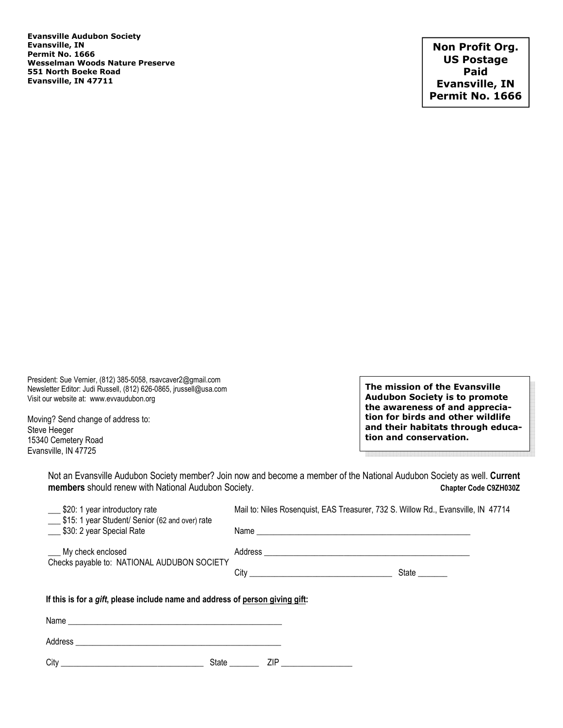**Evansville Audubon Society**
**Evansville, IN**
**Permit No. 1666**
**Wesselman Woods Nature Preserve**
**551 North Boeke Road**
**Evansville, IN 47711**

**Non Profit Org.**
**US Postage**
**Paid**
**Evansville, IN**
**Permit No. 1666**

President: Sue Vernier, (812) 385-5058, rsavcaver2@gmail.com
Newsletter Editor: Judi Russell, (812) 626-0865, jrussell@usa.com
Visit our website at: www.evvaudubon.org

Moving? Send change of address to:
Steve Heeger
15340 Cemetery Road
Evansville, IN 47725

**The mission of the Evansville Audubon Society is to promote the awareness of and appreciation for birds and other wildlife and their habitats through education and conservation.**

Not an Evansville Audubon Society member? Join now and become a member of the National Audubon Society as well. **Current members** should renew with National Audubon Society. **Chapter Code C9ZH030Z**

___ $20: 1 year introductory rate
___ $15: 1 year Student/ Senior (62 and over) rate
___ $30: 2 year Special Rate

___ My check enclosed
Checks payable to: NATIONAL AUDUBON SOCIETY

Mail to: Niles Rosenquist, EAS Treasurer, 732 S. Willow Rd., Evansville, IN 47714

Name ___________________________________________________

Address _________________________________________________

City _________________________________ State _______

**If this is for a *gift*, please include name and address of person giving gift:**

Name ___________________________________________________

Address _________________________________________________

City _________________________________ State _______ ZIP ________________